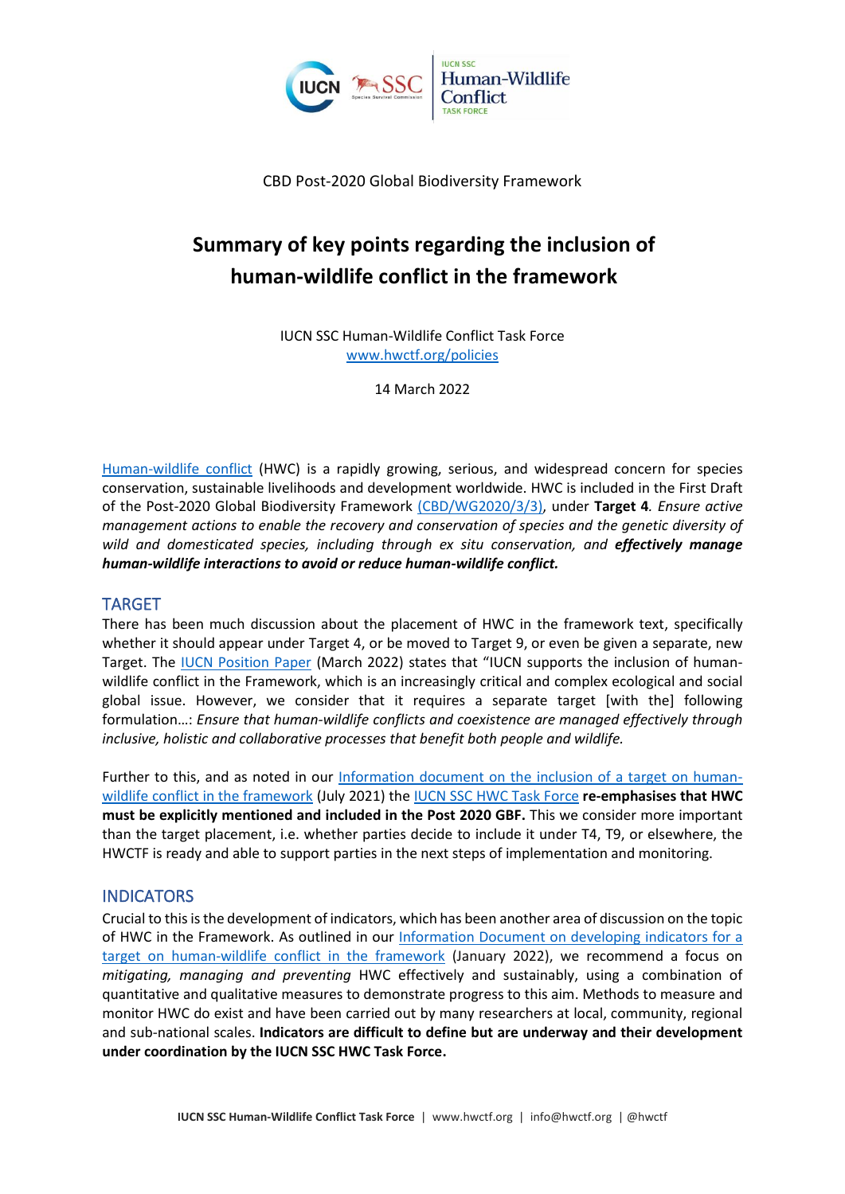CBD Post-2020 Global Biodiversity Framework

# Summary of key points regarding the inclusion of human-wildlife conflict in the framework

IUCN SSC Human-Wildlife Conflict Task Force
[www.hwctf.org/policies](www.hwctf.org/policies)

14 March 2022

[Human-wildlife conflict](#) (HWC) is a rapidly growing, serious, and widespread concern for species conservation, sustainable livelihoods and development worldwide. HWC is included in the First Draft of the Post-2020 Global Biodiversity Framework [(CBD/WG2020/3/3)](#), under **Target 4***. Ensure active management actions to enable the recovery and conservation of species and the genetic diversity of wild and domesticated species, including through ex situ conservation, and* ***effectively manage human-wildlife interactions to avoid or reduce human-wildlife conflict.***

## TARGET

There has been much discussion about the placement of HWC in the framework text, specifically whether it should appear under Target 4, or be moved to Target 9, or even be given a separate, new Target. The [IUCN Position Paper](#) (March 2022) states that "IUCN supports the inclusion of human-wildlife conflict in the Framework, which is an increasingly critical and complex ecological and social global issue. However, we consider that it requires a separate target [with the] following formulation…: *Ensure that human-wildlife conflicts and coexistence are managed effectively through inclusive, holistic and collaborative processes that benefit both people and wildlife.*

Further to this, and as noted in our [Information document on the inclusion of a target on human-wildlife conflict in the framework](#) (July 2021) the [IUCN SSC HWC Task Force](#) **re-emphasises that HWC must be explicitly mentioned and included in the Post 2020 GBF.** This we consider more important than the target placement, i.e. whether parties decide to include it under T4, T9, or elsewhere, the HWCTF is ready and able to support parties in the next steps of implementation and monitoring.

## INDICATORS

Crucial to this is the development of indicators, which has been another area of discussion on the topic of HWC in the Framework. As outlined in our [Information Document on developing indicators for a target on human-wildlife conflict in the framework](#) (January 2022), we recommend a focus on *mitigating, managing and preventing* HWC effectively and sustainably, using a combination of quantitative and qualitative measures to demonstrate progress to this aim. Methods to measure and monitor HWC do exist and have been carried out by many researchers at local, community, regional and sub-national scales. **Indicators are difficult to define but are underway and their development under coordination by the IUCN SSC HWC Task Force.**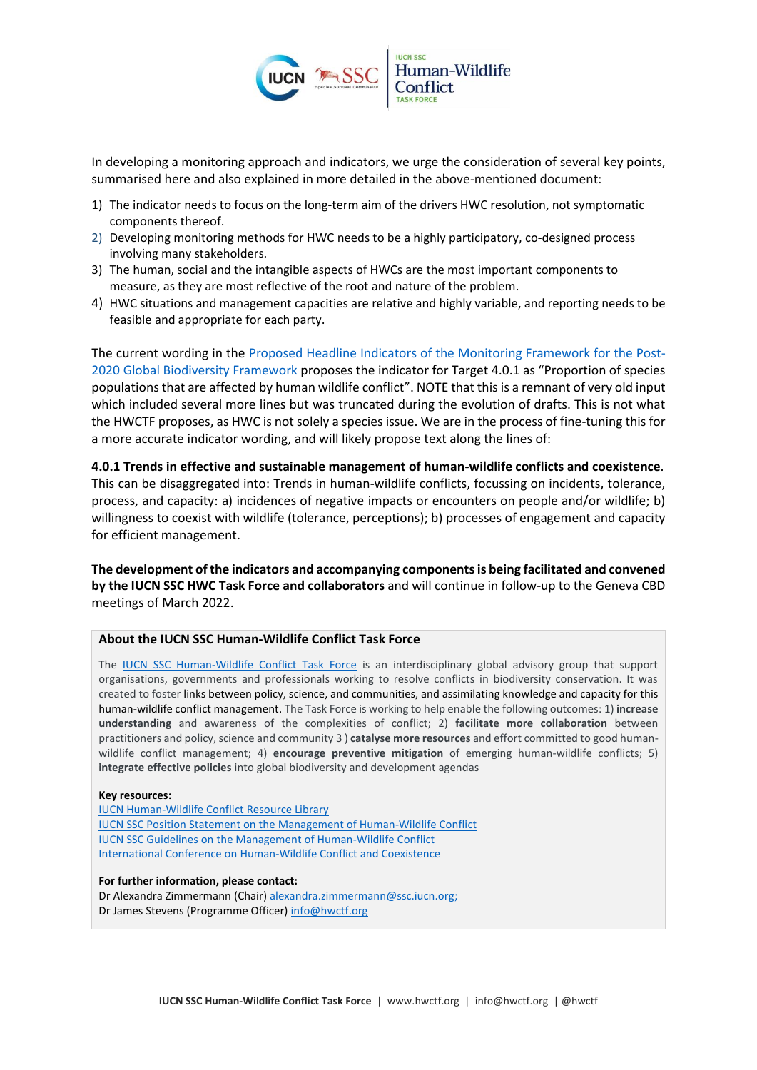In developing a monitoring approach and indicators, we urge the consideration of several key points, summarised here and also explained in more detailed in the above-mentioned document:

1) The indicator needs to focus on the long-term aim of the drivers HWC resolution, not symptomatic components thereof.
2) Developing monitoring methods for HWC needs to be a highly participatory, co-designed process involving many stakeholders.
3) The human, social and the intangible aspects of HWCs are the most important components to measure, as they are most reflective of the root and nature of the problem.
4) HWC situations and management capacities are relative and highly variable, and reporting needs to be feasible and appropriate for each party.

The current wording in the Proposed Headline Indicators of the Monitoring Framework for the Post-2020 Global Biodiversity Framework proposes the indicator for Target 4.0.1 as "Proportion of species populations that are affected by human wildlife conflict". NOTE that this is a remnant of very old input which included several more lines but was truncated during the evolution of drafts. This is not what the HWCTF proposes, as HWC is not solely a species issue. We are in the process of fine-tuning this for a more accurate indicator wording, and will likely propose text along the lines of:

**4.0.1 Trends in effective and sustainable management of human-wildlife conflicts and coexistence**. This can be disaggregated into: Trends in human-wildlife conflicts, focussing on incidents, tolerance, process, and capacity: a) incidences of negative impacts or encounters on people and/or wildlife; b) willingness to coexist with wildlife (tolerance, perceptions); b) processes of engagement and capacity for efficient management.

**The development of the indicators and accompanying components is being facilitated and convened by the IUCN SSC HWC Task Force and collaborators** and will continue in follow-up to the Geneva CBD meetings of March 2022.

### About the IUCN SSC Human-Wildlife Conflict Task Force

The IUCN SSC Human-Wildlife Conflict Task Force is an interdisciplinary global advisory group that support organisations, governments and professionals working to resolve conflicts in biodiversity conservation. It was created to foster links between policy, science, and communities, and assimilating knowledge and capacity for this human-wildlife conflict management. The Task Force is working to help enable the following outcomes: 1) **increase understanding** and awareness of the complexities of conflict; 2) **facilitate more collaboration** between practitioners and policy, science and community 3 ) **catalyse more resources** and effort committed to good human-wildlife conflict management; 4) **encourage preventive mitigation** of emerging human-wildlife conflicts; 5) **integrate effective policies** into global biodiversity and development agendas

**Key resources:**
IUCN Human-Wildlife Conflict Resource Library
IUCN SSC Position Statement on the Management of Human-Wildlife Conflict
IUCN SSC Guidelines on the Management of Human-Wildlife Conflict
International Conference on Human-Wildlife Conflict and Coexistence

**For further information, please contact:**
Dr Alexandra Zimmermann (Chair) alexandra.zimmermann@ssc.iucn.org;
Dr James Stevens (Programme Officer) info@hwctf.org